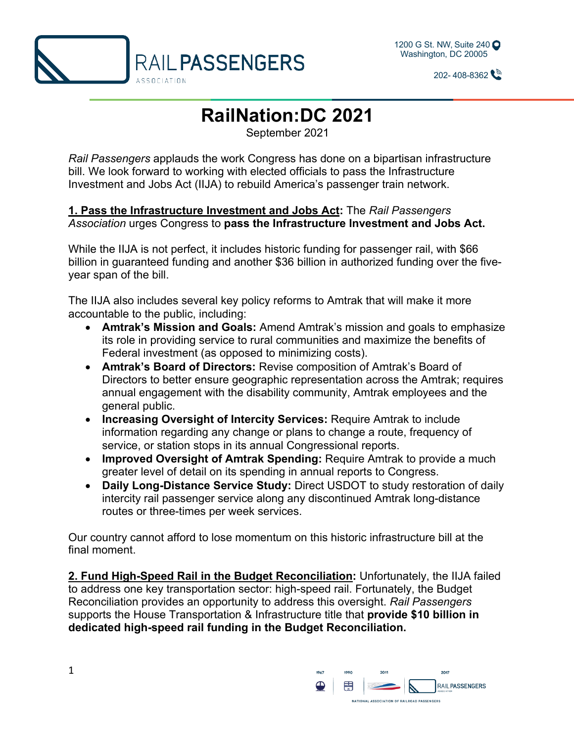RAIL PASSENGERS
ASSOCIATION

1200 G St. NW, Suite 240
Washington, DC 20005

202- 408-8362

# RailNation:DC 2021

September 2021

*Rail Passengers* applauds the work Congress has done on a bipartisan infrastructure bill. We look forward to working with elected officials to pass the Infrastructure Investment and Jobs Act (IIJA) to rebuild America's passenger train network.

**1. Pass the Infrastructure Investment and Jobs Act:** The *Rail Passengers Association* urges Congress to **pass the Infrastructure Investment and Jobs Act.**

While the IIJA is not perfect, it includes historic funding for passenger rail, with $66 billion in guaranteed funding and another $36 billion in authorized funding over the five-year span of the bill.

The IIJA also includes several key policy reforms to Amtrak that will make it more accountable to the public, including:

- **Amtrak's Mission and Goals:** Amend Amtrak's mission and goals to emphasize its role in providing service to rural communities and maximize the benefits of Federal investment (as opposed to minimizing costs).
- **Amtrak's Board of Directors:** Revise composition of Amtrak's Board of Directors to better ensure geographic representation across the Amtrak; requires annual engagement with the disability community, Amtrak employees and the general public.
- **Increasing Oversight of Intercity Services:** Require Amtrak to include information regarding any change or plans to change a route, frequency of service, or station stops in its annual Congressional reports.
- **Improved Oversight of Amtrak Spending:** Require Amtrak to provide a much greater level of detail on its spending in annual reports to Congress.
- **Daily Long-Distance Service Study:** Direct USDOT to study restoration of daily intercity rail passenger service along any discontinued Amtrak long-distance routes or three-times per week services.

Our country cannot afford to lose momentum on this historic infrastructure bill at the final moment.

**2. Fund High-Speed Rail in the Budget Reconciliation:** Unfortunately, the IIJA failed to address one key transportation sector: high-speed rail. Fortunately, the Budget Reconciliation provides an opportunity to address this oversight. *Rail Passengers* supports the House Transportation & Infrastructure title that **provide $10 billion in dedicated high-speed rail funding in the Budget Reconciliation.**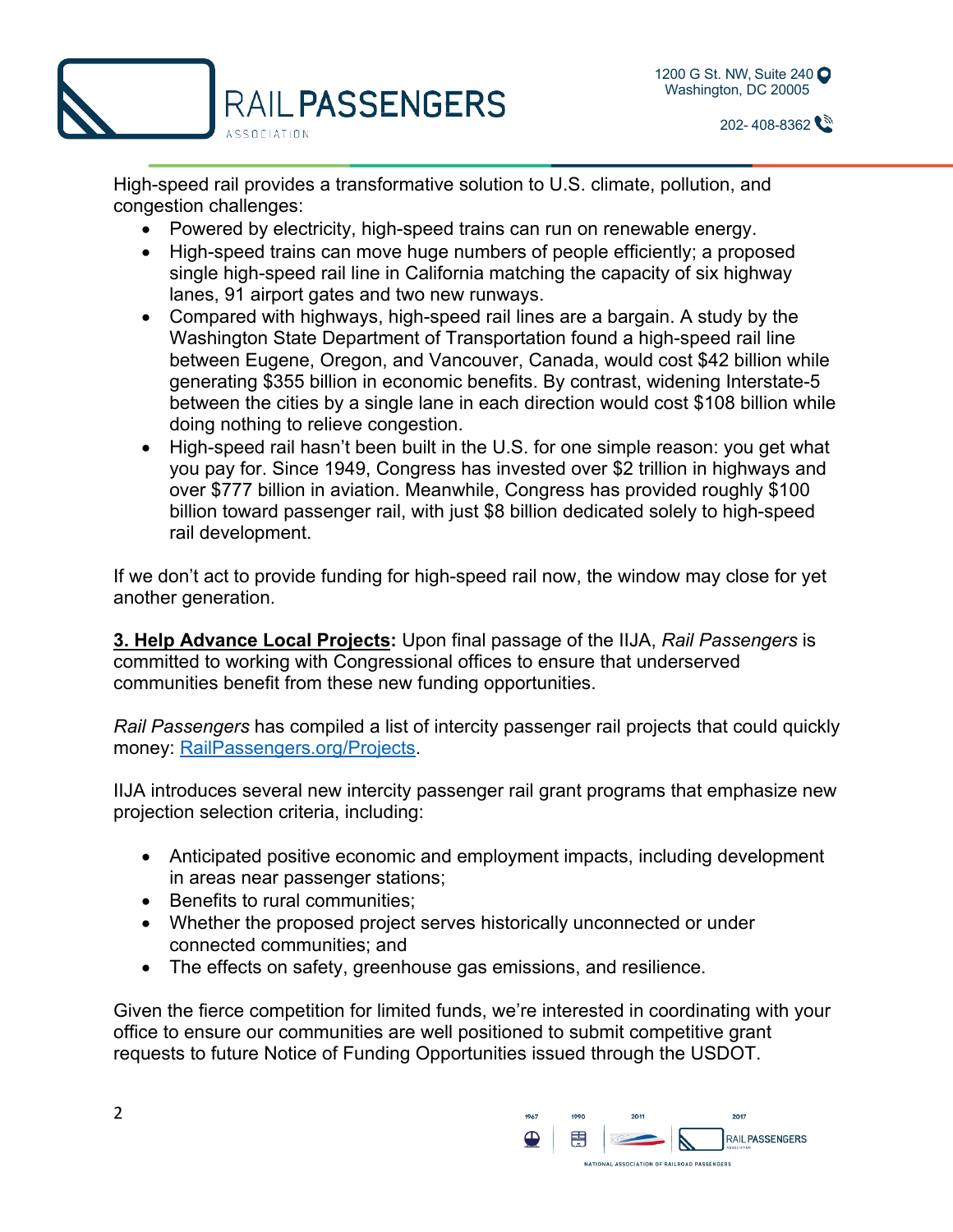High-speed rail provides a transformative solution to U.S. climate, pollution, and congestion challenges:

- Powered by electricity, high-speed trains can run on renewable energy.
- High-speed trains can move huge numbers of people efficiently; a proposed single high-speed rail line in California matching the capacity of six highway lanes, 91 airport gates and two new runways.
- Compared with highways, high-speed rail lines are a bargain. A study by the Washington State Department of Transportation found a high-speed rail line between Eugene, Oregon, and Vancouver, Canada, would cost $42 billion while generating $355 billion in economic benefits. By contrast, widening Interstate-5 between the cities by a single lane in each direction would cost $108 billion while doing nothing to relieve congestion.
- High-speed rail hasn't been built in the U.S. for one simple reason: you get what you pay for. Since 1949, Congress has invested over $2 trillion in highways and over $777 billion in aviation. Meanwhile, Congress has provided roughly $100 billion toward passenger rail, with just $8 billion dedicated solely to high-speed rail development.

If we don't act to provide funding for high-speed rail now, the window may close for yet another generation.

**3. Help Advance Local Projects:** Upon final passage of the IIJA, *Rail Passengers* is committed to working with Congressional offices to ensure that underserved communities benefit from these new funding opportunities.

*Rail Passengers* has compiled a list of intercity passenger rail projects that could quickly money: RailPassengers.org/Projects.

IIJA introduces several new intercity passenger rail grant programs that emphasize new projection selection criteria, including:

- Anticipated positive economic and employment impacts, including development in areas near passenger stations;
- Benefits to rural communities;
- Whether the proposed project serves historically unconnected or under connected communities; and
- The effects on safety, greenhouse gas emissions, and resilience.

Given the fierce competition for limited funds, we're interested in coordinating with your office to ensure our communities are well positioned to submit competitive grant requests to future Notice of Funding Opportunities issued through the USDOT.